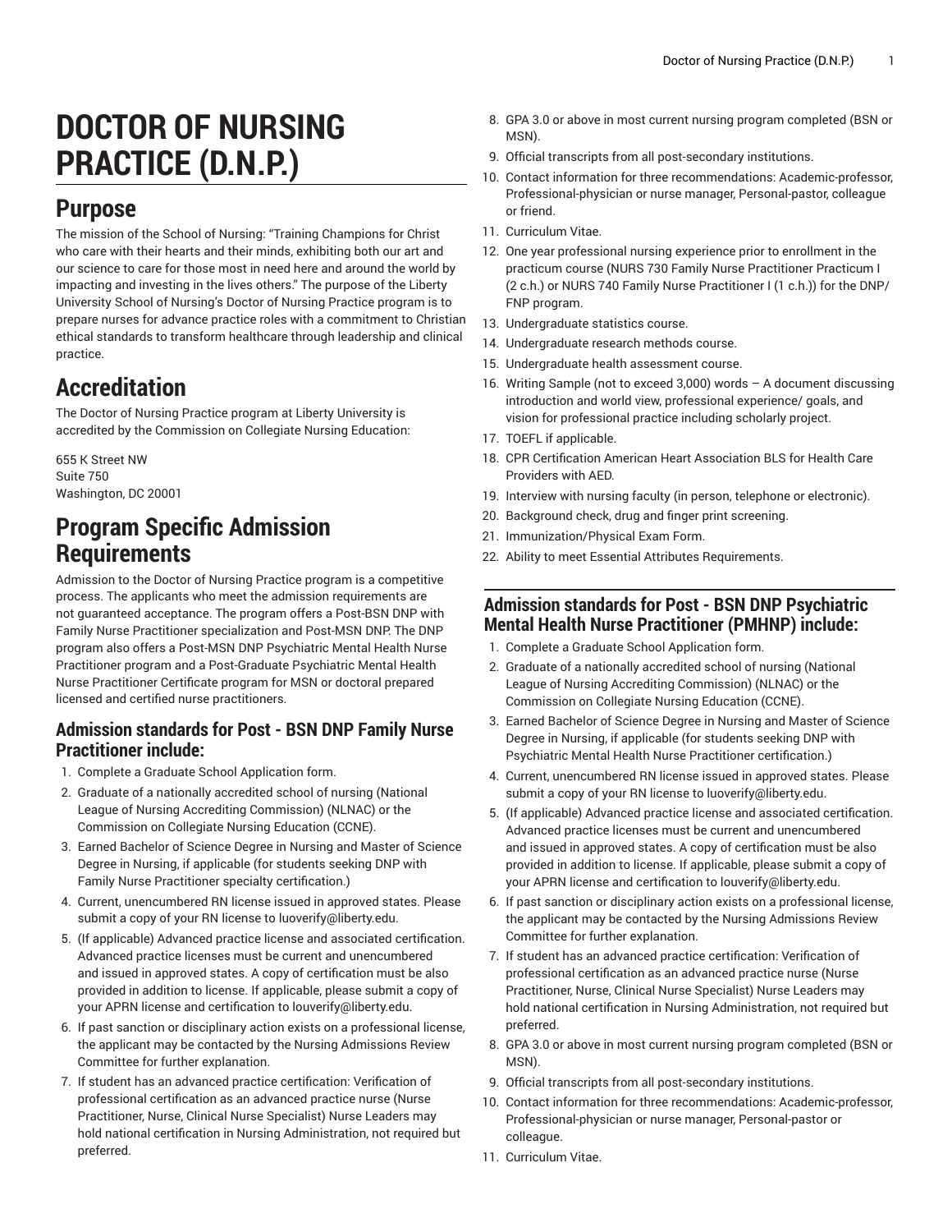# DOCTOR OF NURSING PRACTICE (D.N.P.)

## Purpose

The mission of the School of Nursing: "Training Champions for Christ who care with their hearts and their minds, exhibiting both our art and our science to care for those most in need here and around the world by impacting and investing in the lives others." The purpose of the Liberty University School of Nursing's Doctor of Nursing Practice program is to prepare nurses for advance practice roles with a commitment to Christian ethical standards to transform healthcare through leadership and clinical practice.

## Accreditation

The Doctor of Nursing Practice program at Liberty University is accredited by the Commission on Collegiate Nursing Education:

655 K Street NW
Suite 750
Washington, DC 20001

## Program Specific Admission Requirements

Admission to the Doctor of Nursing Practice program is a competitive process. The applicants who meet the admission requirements are not guaranteed acceptance. The program offers a Post-BSN DNP with Family Nurse Practitioner specialization and Post-MSN DNP. The DNP program also offers a Post-MSN DNP Psychiatric Mental Health Nurse Practitioner program and a Post-Graduate Psychiatric Mental Health Nurse Practitioner Certificate program for MSN or doctoral prepared licensed and certified nurse practitioners.

### Admission standards for Post - BSN DNP Family Nurse Practitioner include:

1. Complete a Graduate School Application form.
2. Graduate of a nationally accredited school of nursing (National League of Nursing Accrediting Commission) (NLNAC) or the Commission on Collegiate Nursing Education (CCNE).
3. Earned Bachelor of Science Degree in Nursing and Master of Science Degree in Nursing, if applicable (for students seeking DNP with Family Nurse Practitioner specialty certification.)
4. Current, unencumbered RN license issued in approved states. Please submit a copy of your RN license to luoverify@liberty.edu.
5. (If applicable) Advanced practice license and associated certification. Advanced practice licenses must be current and unencumbered and issued in approved states. A copy of certification must be also provided in addition to license. If applicable, please submit a copy of your APRN license and certification to louverify@liberty.edu.
6. If past sanction or disciplinary action exists on a professional license, the applicant may be contacted by the Nursing Admissions Review Committee for further explanation.
7. If student has an advanced practice certification: Verification of professional certification as an advanced practice nurse (Nurse Practitioner, Nurse, Clinical Nurse Specialist) Nurse Leaders may hold national certification in Nursing Administration, not required but preferred.
8. GPA 3.0 or above in most current nursing program completed (BSN or MSN).
9. Official transcripts from all post-secondary institutions.
10. Contact information for three recommendations: Academic-professor, Professional-physician or nurse manager, Personal-pastor, colleague or friend.
11. Curriculum Vitae.
12. One year professional nursing experience prior to enrollment in the practicum course (NURS 730 Family Nurse Practitioner Practicum I (2 c.h.) or NURS 740 Family Nurse Practitioner I (1 c.h.)) for the DNP/FNP program.
13. Undergraduate statistics course.
14. Undergraduate research methods course.
15. Undergraduate health assessment course.
16. Writing Sample (not to exceed 3,000) words – A document discussing introduction and world view, professional experience/ goals, and vision for professional practice including scholarly project.
17. TOEFL if applicable.
18. CPR Certification American Heart Association BLS for Health Care Providers with AED.
19. Interview with nursing faculty (in person, telephone or electronic).
20. Background check, drug and finger print screening.
21. Immunization/Physical Exam Form.
22. Ability to meet Essential Attributes Requirements.

### Admission standards for Post - BSN DNP Psychiatric Mental Health Nurse Practitioner (PMHNP) include:

1. Complete a Graduate School Application form.
2. Graduate of a nationally accredited school of nursing (National League of Nursing Accrediting Commission) (NLNAC) or the Commission on Collegiate Nursing Education (CCNE).
3. Earned Bachelor of Science Degree in Nursing and Master of Science Degree in Nursing, if applicable (for students seeking DNP with Psychiatric Mental Health Nurse Practitioner certification.)
4. Current, unencumbered RN license issued in approved states. Please submit a copy of your RN license to luoverify@liberty.edu.
5. (If applicable) Advanced practice license and associated certification. Advanced practice licenses must be current and unencumbered and issued in approved states. A copy of certification must be also provided in addition to license. If applicable, please submit a copy of your APRN license and certification to louverify@liberty.edu.
6. If past sanction or disciplinary action exists on a professional license, the applicant may be contacted by the Nursing Admissions Review Committee for further explanation.
7. If student has an advanced practice certification: Verification of professional certification as an advanced practice nurse (Nurse Practitioner, Nurse, Clinical Nurse Specialist) Nurse Leaders may hold national certification in Nursing Administration, not required but preferred.
8. GPA 3.0 or above in most current nursing program completed (BSN or MSN).
9. Official transcripts from all post-secondary institutions.
10. Contact information for three recommendations: Academic-professor, Professional-physician or nurse manager, Personal-pastor or colleague.
11. Curriculum Vitae.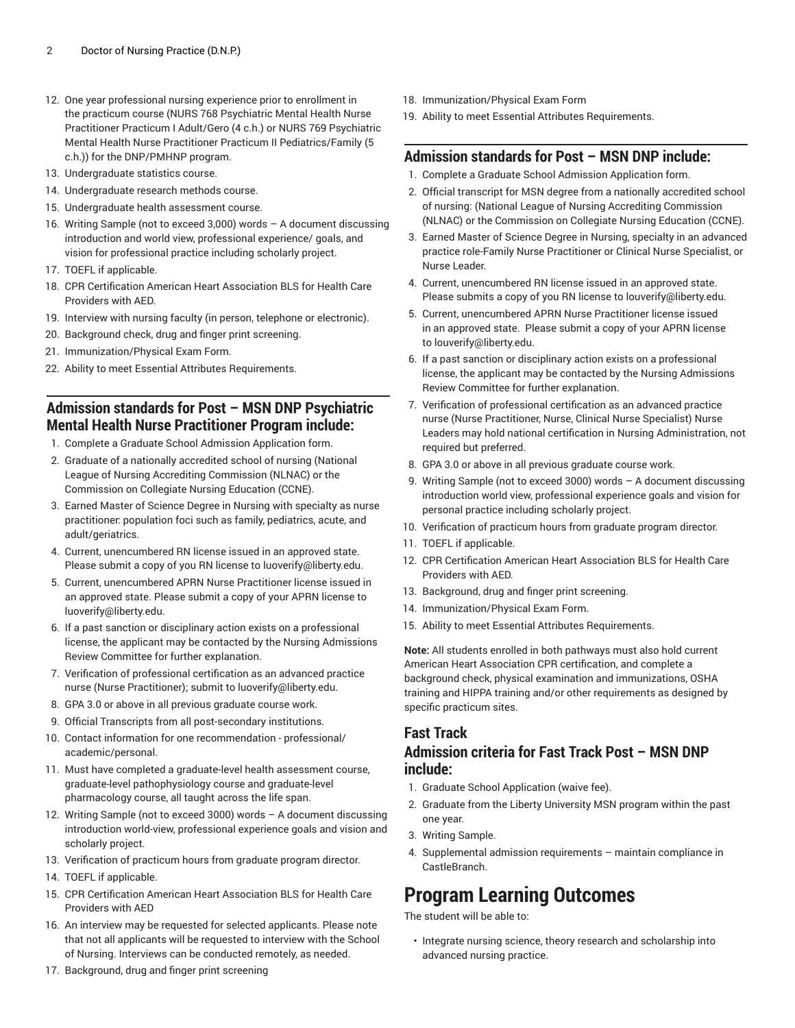12. One year professional nursing experience prior to enrollment in the practicum course (NURS 768 Psychiatric Mental Health Nurse Practitioner Practicum I Adult/Gero (4 c.h.) or NURS 769 Psychiatric Mental Health Nurse Practitioner Practicum II Pediatrics/Family (5 c.h.)) for the DNP/PMHNP program.
13. Undergraduate statistics course.
14. Undergraduate research methods course.
15. Undergraduate health assessment course.
16. Writing Sample (not to exceed 3,000) words – A document discussing introduction and world view, professional experience/ goals, and vision for professional practice including scholarly project.
17. TOEFL if applicable.
18. CPR Certification American Heart Association BLS for Health Care Providers with AED.
19. Interview with nursing faculty (in person, telephone or electronic).
20. Background check, drug and finger print screening.
21. Immunization/Physical Exam Form.
22. Ability to meet Essential Attributes Requirements.

## Admission standards for Post – MSN DNP Psychiatric Mental Health Nurse Practitioner Program include:

1. Complete a Graduate School Admission Application form.
2. Graduate of a nationally accredited school of nursing (National League of Nursing Accrediting Commission (NLNAC) or the Commission on Collegiate Nursing Education (CCNE).
3. Earned Master of Science Degree in Nursing with specialty as nurse practitioner: population foci such as family, pediatrics, acute, and adult/geriatrics.
4. Current, unencumbered RN license issued in an approved state. Please submit a copy of you RN license to luoverify@liberty.edu.
5. Current, unencumbered APRN Nurse Practitioner license issued in an approved state. Please submit a copy of your APRN license to luoverify@liberty.edu.
6. If a past sanction or disciplinary action exists on a professional license, the applicant may be contacted by the Nursing Admissions Review Committee for further explanation.
7. Verification of professional certification as an advanced practice nurse (Nurse Practitioner); submit to luoverify@liberty.edu.
8. GPA 3.0 or above in all previous graduate course work.
9. Official Transcripts from all post-secondary institutions.
10. Contact information for one recommendation - professional/ academic/personal.
11. Must have completed a graduate-level health assessment course, graduate-level pathophysiology course and graduate-level pharmacology course, all taught across the life span.
12. Writing Sample (not to exceed 3000) words – A document discussing introduction world-view, professional experience goals and vision and scholarly project.
13. Verification of practicum hours from graduate program director.
14. TOEFL if applicable.
15. CPR Certification American Heart Association BLS for Health Care Providers with AED
16. An interview may be requested for selected applicants. Please note that not all applicants will be requested to interview with the School of Nursing. Interviews can be conducted remotely, as needed.
17. Background, drug and finger print screening
18. Immunization/Physical Exam Form
19. Ability to meet Essential Attributes Requirements.

## Admission standards for Post – MSN DNP include:

1. Complete a Graduate School Admission Application form.
2. Official transcript for MSN degree from a nationally accredited school of nursing: (National League of Nursing Accrediting Commission (NLNAC) or the Commission on Collegiate Nursing Education (CCNE).
3. Earned Master of Science Degree in Nursing, specialty in an advanced practice role-Family Nurse Practitioner or Clinical Nurse Specialist, or Nurse Leader.
4. Current, unencumbered RN license issued in an approved state. Please submits a copy of you RN license to louverify@liberty.edu.
5. Current, unencumbered APRN Nurse Practitioner license issued in an approved state. Please submit a copy of your APRN license to louverify@liberty.edu.
6. If a past sanction or disciplinary action exists on a professional license, the applicant may be contacted by the Nursing Admissions Review Committee for further explanation.
7. Verification of professional certification as an advanced practice nurse (Nurse Practitioner, Nurse, Clinical Nurse Specialist) Nurse Leaders may hold national certification in Nursing Administration, not required but preferred.
8. GPA 3.0 or above in all previous graduate course work.
9. Writing Sample (not to exceed 3000) words – A document discussing introduction world view, professional experience goals and vision for personal practice including scholarly project.
10. Verification of practicum hours from graduate program director.
11. TOEFL if applicable.
12. CPR Certification American Heart Association BLS for Health Care Providers with AED.
13. Background, drug and finger print screening.
14. Immunization/Physical Exam Form.
15. Ability to meet Essential Attributes Requirements.

**Note:** All students enrolled in both pathways must also hold current American Heart Association CPR certification, and complete a background check, physical examination and immunizations, OSHA training and HIPPA training and/or other requirements as designed by specific practicum sites.

## Fast Track

### Admission criteria for Fast Track Post – MSN DNP include:

1. Graduate School Application (waive fee).
2. Graduate from the Liberty University MSN program within the past one year.
3. Writing Sample.
4. Supplemental admission requirements – maintain compliance in CastleBranch.

# Program Learning Outcomes

The student will be able to:

- Integrate nursing science, theory research and scholarship into advanced nursing practice.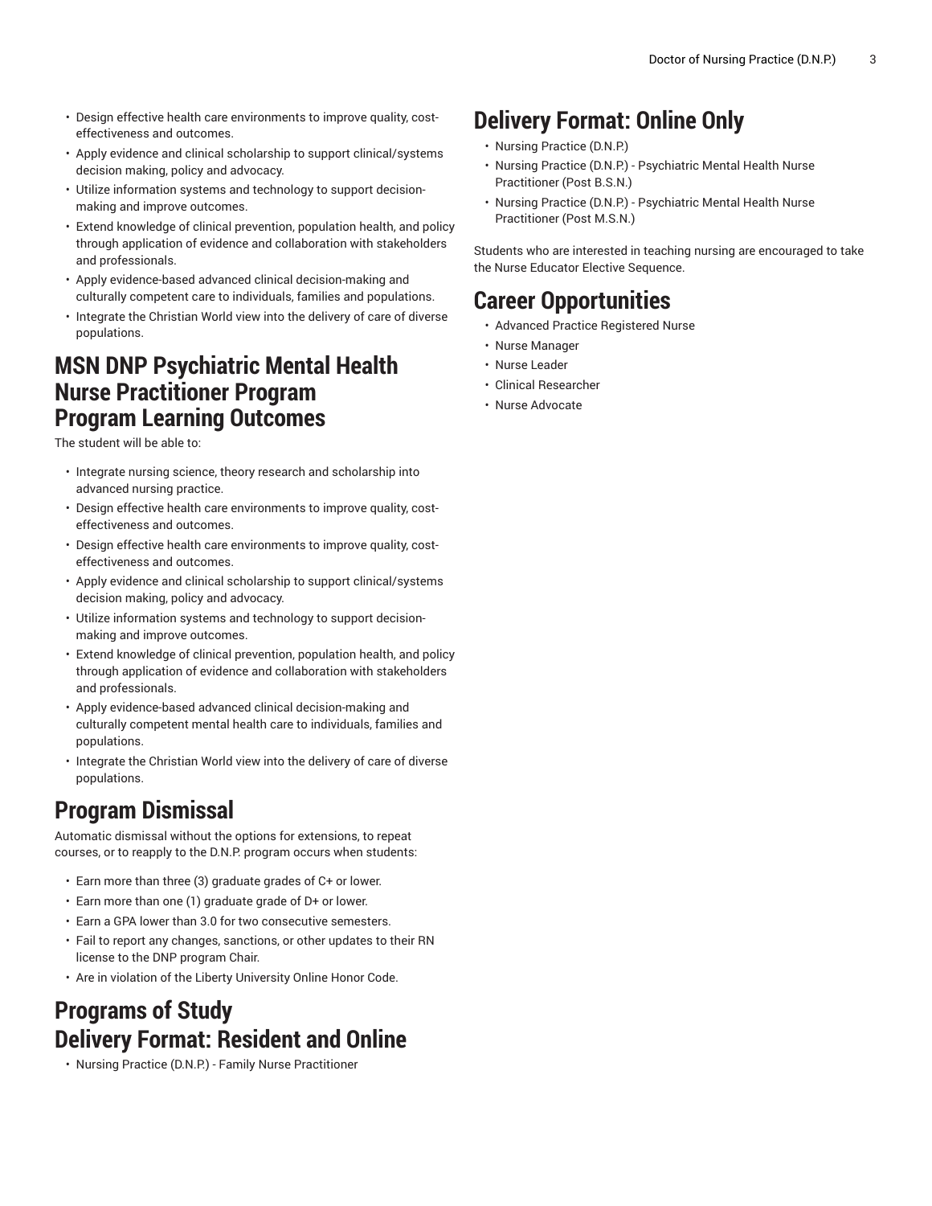- Design effective health care environments to improve quality, cost-effectiveness and outcomes.
- Apply evidence and clinical scholarship to support clinical/systems decision making, policy and advocacy.
- Utilize information systems and technology to support decision-making and improve outcomes.
- Extend knowledge of clinical prevention, population health, and policy through application of evidence and collaboration with stakeholders and professionals.
- Apply evidence-based advanced clinical decision-making and culturally competent care to individuals, families and populations.
- Integrate the Christian World view into the delivery of care of diverse populations.

## MSN DNP Psychiatric Mental Health Nurse Practitioner Program Program Learning Outcomes

The student will be able to:

- Integrate nursing science, theory research and scholarship into advanced nursing practice.
- Design effective health care environments to improve quality, cost-effectiveness and outcomes.
- Design effective health care environments to improve quality, cost-effectiveness and outcomes.
- Apply evidence and clinical scholarship to support clinical/systems decision making, policy and advocacy.
- Utilize information systems and technology to support decision-making and improve outcomes.
- Extend knowledge of clinical prevention, population health, and policy through application of evidence and collaboration with stakeholders and professionals.
- Apply evidence-based advanced clinical decision-making and culturally competent mental health care to individuals, families and populations.
- Integrate the Christian World view into the delivery of care of diverse populations.

## Program Dismissal

Automatic dismissal without the options for extensions, to repeat courses, or to reapply to the D.N.P. program occurs when students:

- Earn more than three (3) graduate grades of C+ or lower.
- Earn more than one (1) graduate grade of D+ or lower.
- Earn a GPA lower than 3.0 for two consecutive semesters.
- Fail to report any changes, sanctions, or other updates to their RN license to the DNP program Chair.
- Are in violation of the Liberty University Online Honor Code.

## Programs of Study
## Delivery Format: Resident and Online

- Nursing Practice (D.N.P.) - Family Nurse Practitioner

## Delivery Format: Online Only

- Nursing Practice (D.N.P.)
- Nursing Practice (D.N.P.) - Psychiatric Mental Health Nurse Practitioner (Post B.S.N.)
- Nursing Practice (D.N.P.) - Psychiatric Mental Health Nurse Practitioner (Post M.S.N.)

Students who are interested in teaching nursing are encouraged to take the Nurse Educator Elective Sequence.

## Career Opportunities

- Advanced Practice Registered Nurse
- Nurse Manager
- Nurse Leader
- Clinical Researcher
- Nurse Advocate